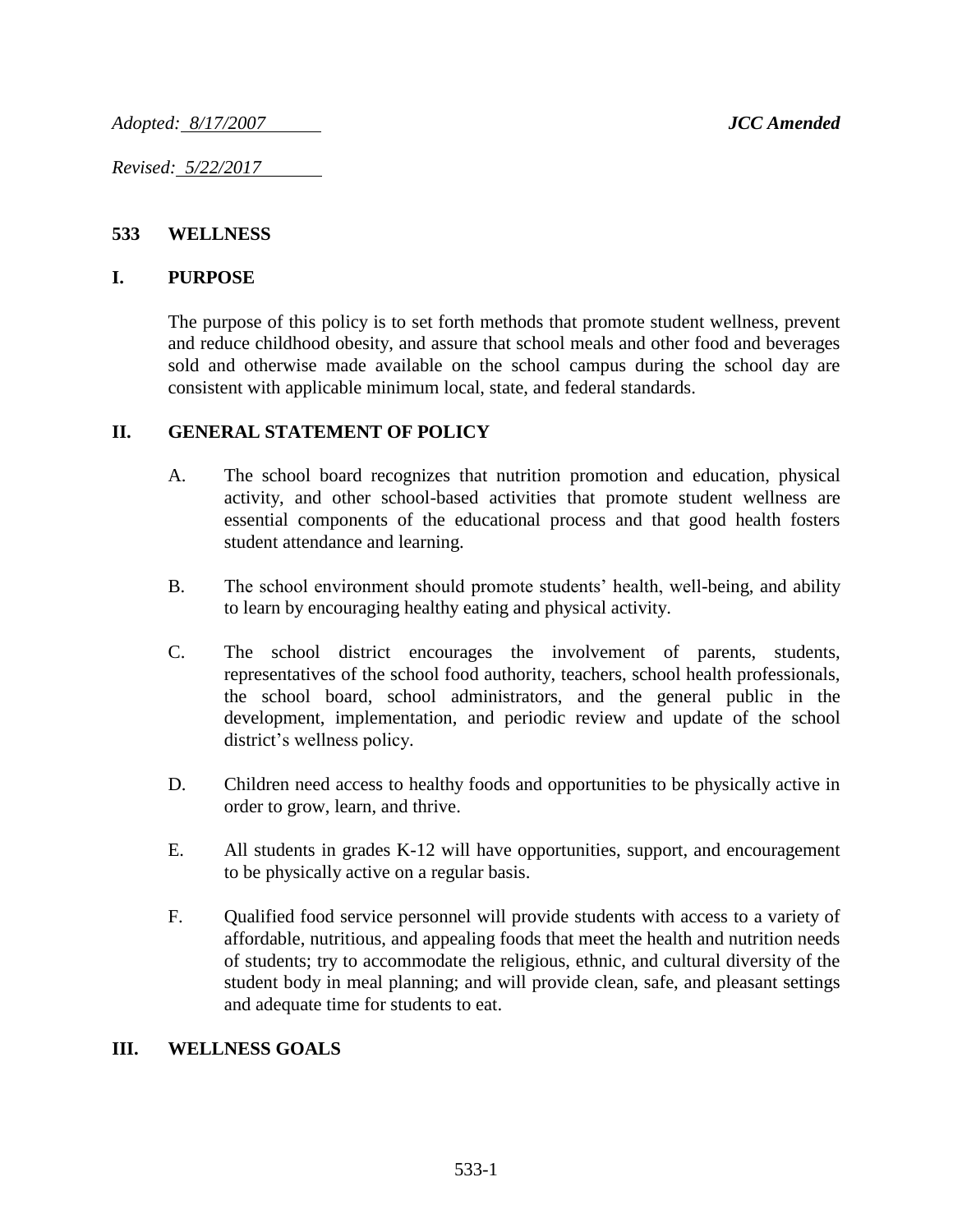*Adopted: 8/17/2007* **_JCC Amended_**

*Revised: 5/22/2017*

## 533 WELLNESS

### I. PURPOSE

The purpose of this policy is to set forth methods that promote student wellness, prevent and reduce childhood obesity, and assure that school meals and other food and beverages sold and otherwise made available on the school campus during the school day are consistent with applicable minimum local, state, and federal standards.

### II. GENERAL STATEMENT OF POLICY

A. The school board recognizes that nutrition promotion and education, physical activity, and other school-based activities that promote student wellness are essential components of the educational process and that good health fosters student attendance and learning.

B. The school environment should promote students' health, well-being, and ability to learn by encouraging healthy eating and physical activity.

C. The school district encourages the involvement of parents, students, representatives of the school food authority, teachers, school health professionals, the school board, school administrators, and the general public in the development, implementation, and periodic review and update of the school district's wellness policy.

D. Children need access to healthy foods and opportunities to be physically active in order to grow, learn, and thrive.

E. All students in grades K-12 will have opportunities, support, and encouragement to be physically active on a regular basis.

F. Qualified food service personnel will provide students with access to a variety of affordable, nutritious, and appealing foods that meet the health and nutrition needs of students; try to accommodate the religious, ethnic, and cultural diversity of the student body in meal planning; and will provide clean, safe, and pleasant settings and adequate time for students to eat.

### III. WELLNESS GOALS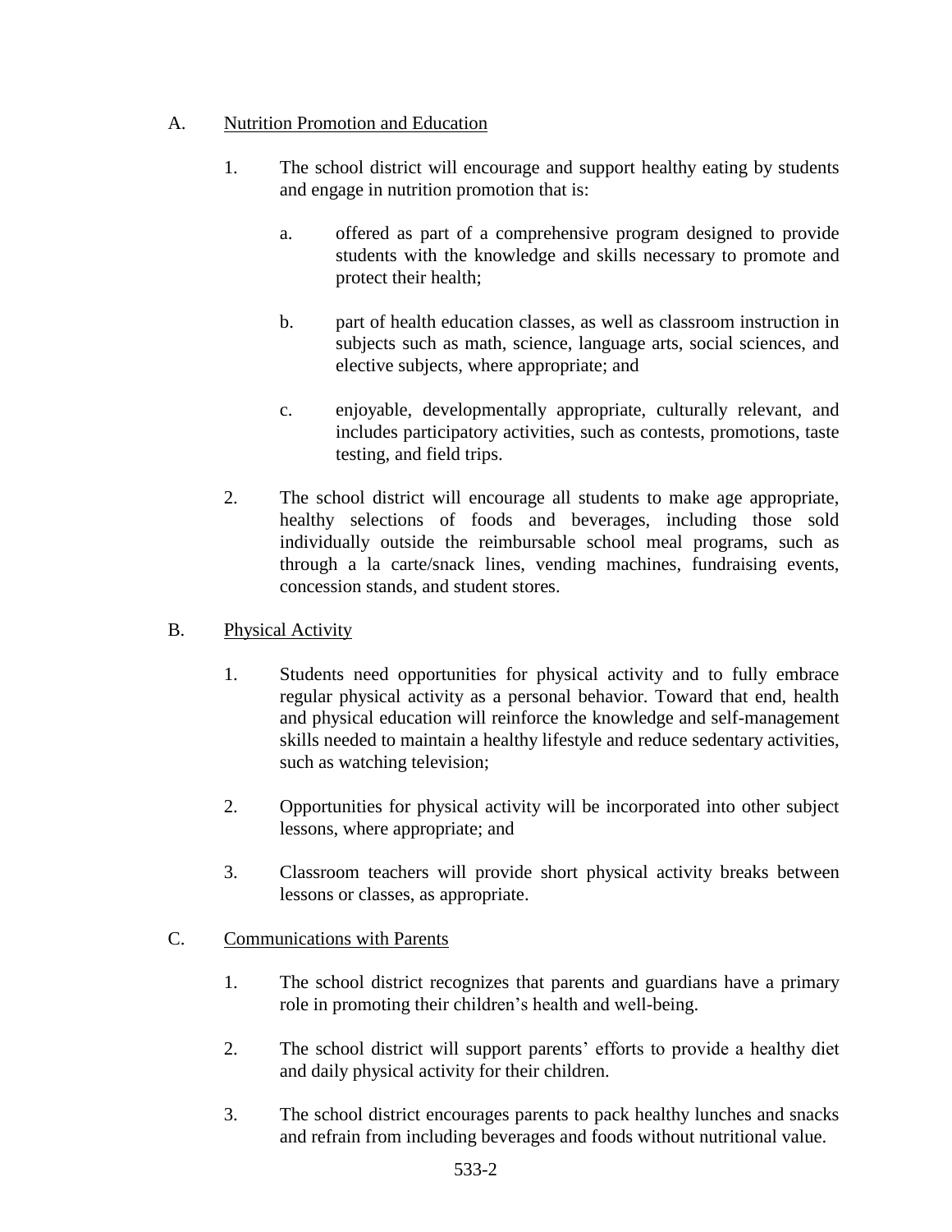A. <u>Nutrition Promotion and Education</u>

1. The school district will encourage and support healthy eating by students and engage in nutrition promotion that is:

   a. offered as part of a comprehensive program designed to provide students with the knowledge and skills necessary to promote and protect their health;

   b. part of health education classes, as well as classroom instruction in subjects such as math, science, language arts, social sciences, and elective subjects, where appropriate; and

   c. enjoyable, developmentally appropriate, culturally relevant, and includes participatory activities, such as contests, promotions, taste testing, and field trips.

2. The school district will encourage all students to make age appropriate, healthy selections of foods and beverages, including those sold individually outside the reimbursable school meal programs, such as through a la carte/snack lines, vending machines, fundraising events, concession stands, and student stores.

B. <u>Physical Activity</u>

1. Students need opportunities for physical activity and to fully embrace regular physical activity as a personal behavior. Toward that end, health and physical education will reinforce the knowledge and self-management skills needed to maintain a healthy lifestyle and reduce sedentary activities, such as watching television;

2. Opportunities for physical activity will be incorporated into other subject lessons, where appropriate; and

3. Classroom teachers will provide short physical activity breaks between lessons or classes, as appropriate.

C. <u>Communications with Parents</u>

1. The school district recognizes that parents and guardians have a primary role in promoting their children's health and well-being.

2. The school district will support parents' efforts to provide a healthy diet and daily physical activity for their children.

3. The school district encourages parents to pack healthy lunches and snacks and refrain from including beverages and foods without nutritional value.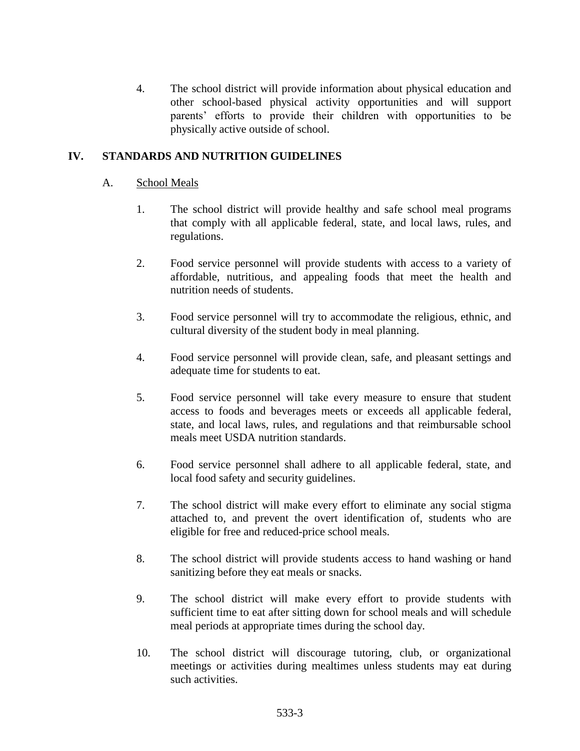4. The school district will provide information about physical education and other school-based physical activity opportunities and will support parents' efforts to provide their children with opportunities to be physically active outside of school.

## IV. STANDARDS AND NUTRITION GUIDELINES

### A. School Meals

1. The school district will provide healthy and safe school meal programs that comply with all applicable federal, state, and local laws, rules, and regulations.

2. Food service personnel will provide students with access to a variety of affordable, nutritious, and appealing foods that meet the health and nutrition needs of students.

3. Food service personnel will try to accommodate the religious, ethnic, and cultural diversity of the student body in meal planning.

4. Food service personnel will provide clean, safe, and pleasant settings and adequate time for students to eat.

5. Food service personnel will take every measure to ensure that student access to foods and beverages meets or exceeds all applicable federal, state, and local laws, rules, and regulations and that reimbursable school meals meet USDA nutrition standards.

6. Food service personnel shall adhere to all applicable federal, state, and local food safety and security guidelines.

7. The school district will make every effort to eliminate any social stigma attached to, and prevent the overt identification of, students who are eligible for free and reduced-price school meals.

8. The school district will provide students access to hand washing or hand sanitizing before they eat meals or snacks.

9. The school district will make every effort to provide students with sufficient time to eat after sitting down for school meals and will schedule meal periods at appropriate times during the school day.

10. The school district will discourage tutoring, club, or organizational meetings or activities during mealtimes unless students may eat during such activities.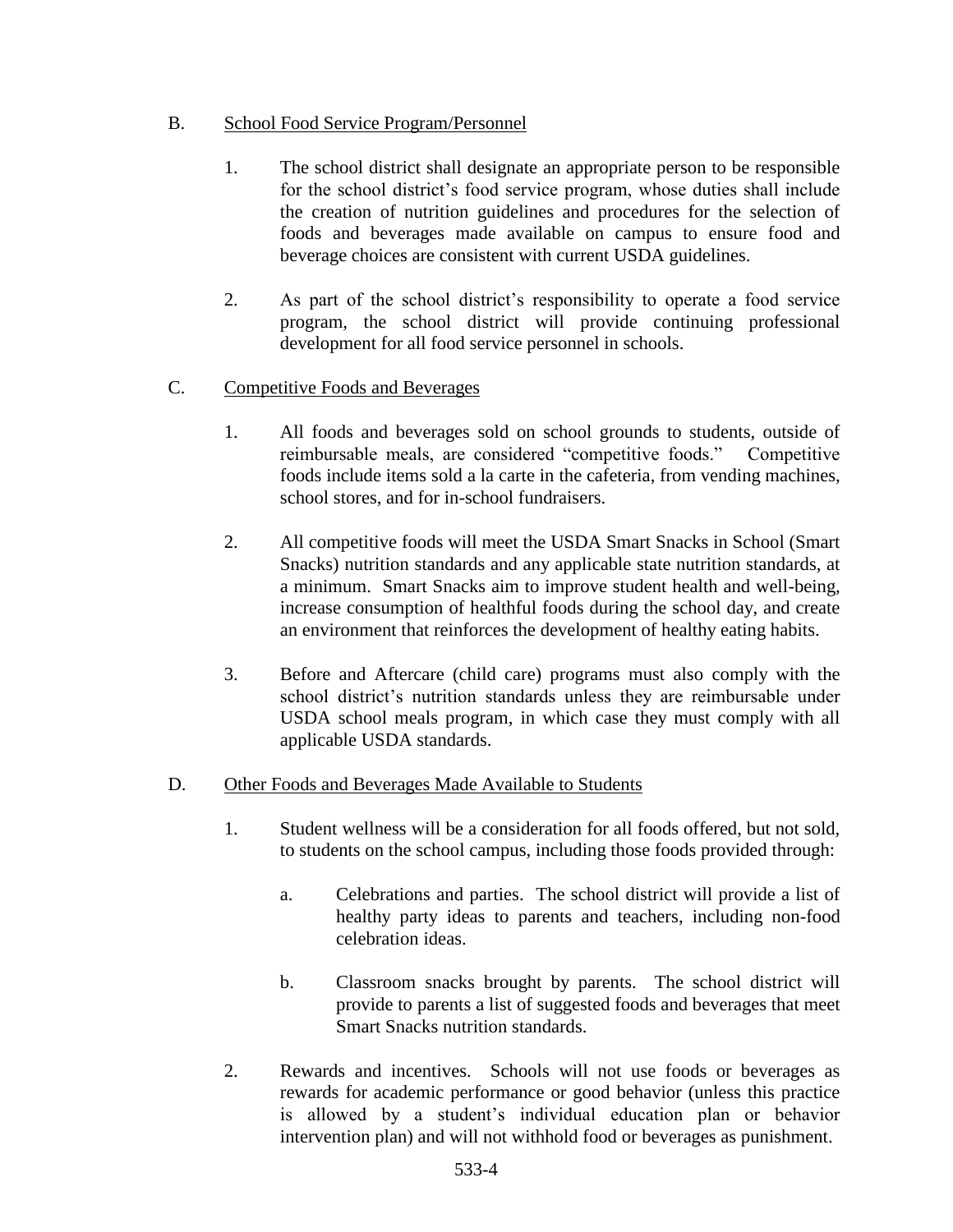B. <u>School Food Service Program/Personnel</u>

1. The school district shall designate an appropriate person to be responsible for the school district's food service program, whose duties shall include the creation of nutrition guidelines and procedures for the selection of foods and beverages made available on campus to ensure food and beverage choices are consistent with current USDA guidelines.

2. As part of the school district's responsibility to operate a food service program, the school district will provide continuing professional development for all food service personnel in schools.

C. <u>Competitive Foods and Beverages</u>

1. All foods and beverages sold on school grounds to students, outside of reimbursable meals, are considered "competitive foods." Competitive foods include items sold a la carte in the cafeteria, from vending machines, school stores, and for in-school fundraisers.

2. All competitive foods will meet the USDA Smart Snacks in School (Smart Snacks) nutrition standards and any applicable state nutrition standards, at a minimum. Smart Snacks aim to improve student health and well-being, increase consumption of healthful foods during the school day, and create an environment that reinforces the development of healthy eating habits.

3. Before and Aftercare (child care) programs must also comply with the school district's nutrition standards unless they are reimbursable under USDA school meals program, in which case they must comply with all applicable USDA standards.

D. <u>Other Foods and Beverages Made Available to Students</u>

1. Student wellness will be a consideration for all foods offered, but not sold, to students on the school campus, including those foods provided through:

   a. Celebrations and parties. The school district will provide a list of healthy party ideas to parents and teachers, including non-food celebration ideas.

   b. Classroom snacks brought by parents. The school district will provide to parents a list of suggested foods and beverages that meet Smart Snacks nutrition standards.

2. Rewards and incentives. Schools will not use foods or beverages as rewards for academic performance or good behavior (unless this practice is allowed by a student's individual education plan or behavior intervention plan) and will not withhold food or beverages as punishment.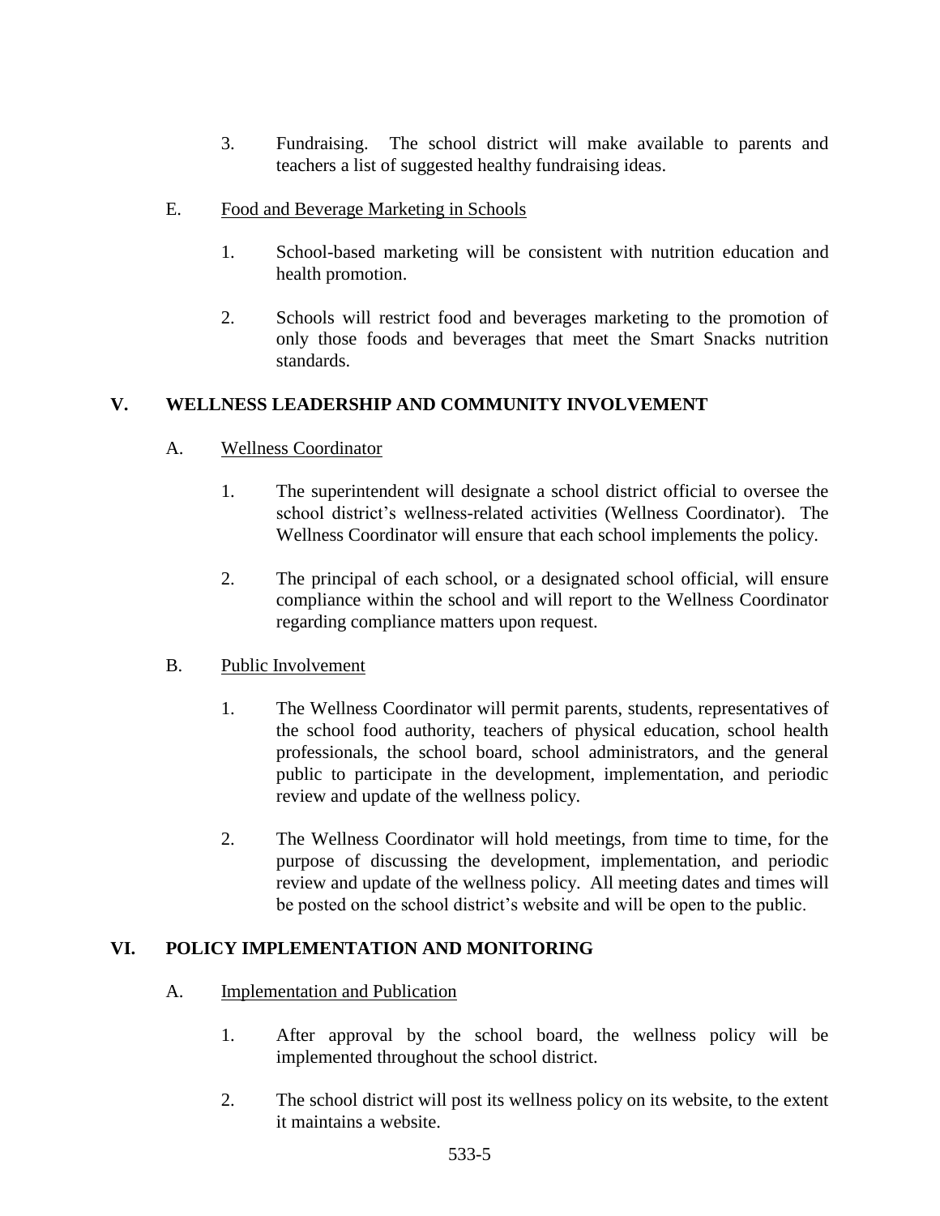3. Fundraising. The school district will make available to parents and teachers a list of suggested healthy fundraising ideas.

E. Food and Beverage Marketing in Schools

1. School-based marketing will be consistent with nutrition education and health promotion.

2. Schools will restrict food and beverages marketing to the promotion of only those foods and beverages that meet the Smart Snacks nutrition standards.

## V. WELLNESS LEADERSHIP AND COMMUNITY INVOLVEMENT

A. Wellness Coordinator

1. The superintendent will designate a school district official to oversee the school district's wellness-related activities (Wellness Coordinator). The Wellness Coordinator will ensure that each school implements the policy.

2. The principal of each school, or a designated school official, will ensure compliance within the school and will report to the Wellness Coordinator regarding compliance matters upon request.

B. Public Involvement

1. The Wellness Coordinator will permit parents, students, representatives of the school food authority, teachers of physical education, school health professionals, the school board, school administrators, and the general public to participate in the development, implementation, and periodic review and update of the wellness policy.

2. The Wellness Coordinator will hold meetings, from time to time, for the purpose of discussing the development, implementation, and periodic review and update of the wellness policy. All meeting dates and times will be posted on the school district's website and will be open to the public.

## VI. POLICY IMPLEMENTATION AND MONITORING

A. Implementation and Publication

1. After approval by the school board, the wellness policy will be implemented throughout the school district.

2. The school district will post its wellness policy on its website, to the extent it maintains a website.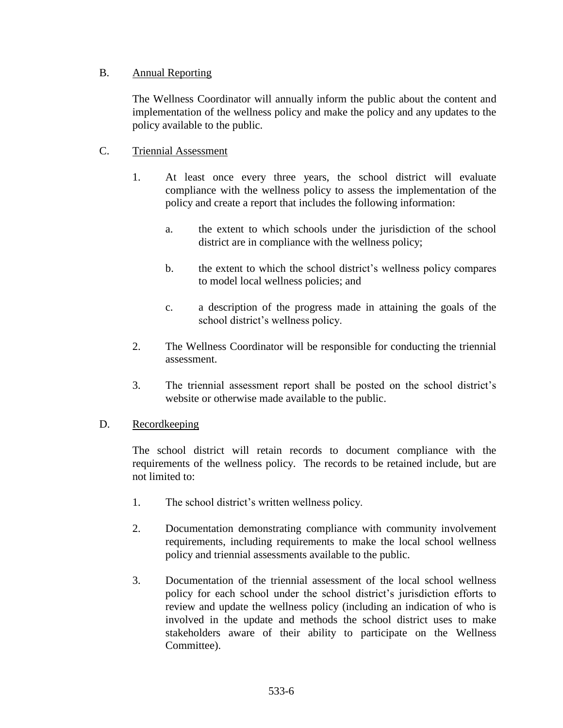B. <u>Annual Reporting</u>

The Wellness Coordinator will annually inform the public about the content and implementation of the wellness policy and make the policy and any updates to the policy available to the public.

C. <u>Triennial Assessment</u>

1. At least once every three years, the school district will evaluate compliance with the wellness policy to assess the implementation of the policy and create a report that includes the following information:

    a. the extent to which schools under the jurisdiction of the school district are in compliance with the wellness policy;

    b. the extent to which the school district's wellness policy compares to model local wellness policies; and

    c. a description of the progress made in attaining the goals of the school district's wellness policy.

2. The Wellness Coordinator will be responsible for conducting the triennial assessment.

3. The triennial assessment report shall be posted on the school district's website or otherwise made available to the public.

D. <u>Recordkeeping</u>

The school district will retain records to document compliance with the requirements of the wellness policy. The records to be retained include, but are not limited to:

1. The school district's written wellness policy.

2. Documentation demonstrating compliance with community involvement requirements, including requirements to make the local school wellness policy and triennial assessments available to the public.

3. Documentation of the triennial assessment of the local school wellness policy for each school under the school district's jurisdiction efforts to review and update the wellness policy (including an indication of who is involved in the update and methods the school district uses to make stakeholders aware of their ability to participate on the Wellness Committee).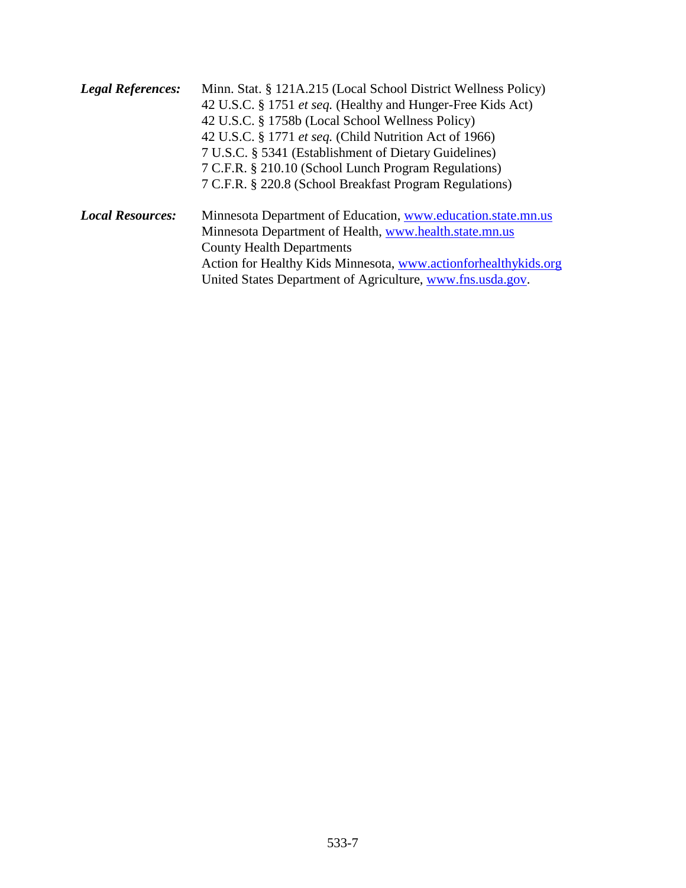***Legal References:*** Minn. Stat. § 121A.215 (Local School District Wellness Policy)
42 U.S.C. § 1751 *et seq.* (Healthy and Hunger-Free Kids Act)
42 U.S.C. § 1758b (Local School Wellness Policy)
42 U.S.C. § 1771 *et seq.* (Child Nutrition Act of 1966)
7 U.S.C. § 5341 (Establishment of Dietary Guidelines)
7 C.F.R. § 210.10 (School Lunch Program Regulations)
7 C.F.R. § 220.8 (School Breakfast Program Regulations)

***Local Resources:*** Minnesota Department of Education, [www.education.state.mn.us](www.education.state.mn.us)
Minnesota Department of Health, [www.health.state.mn.us](www.health.state.mn.us)
County Health Departments
Action for Healthy Kids Minnesota, [www.actionforhealthykids.org](www.actionforhealthykids.org)
United States Department of Agriculture, [www.fns.usda.gov](www.fns.usda.gov).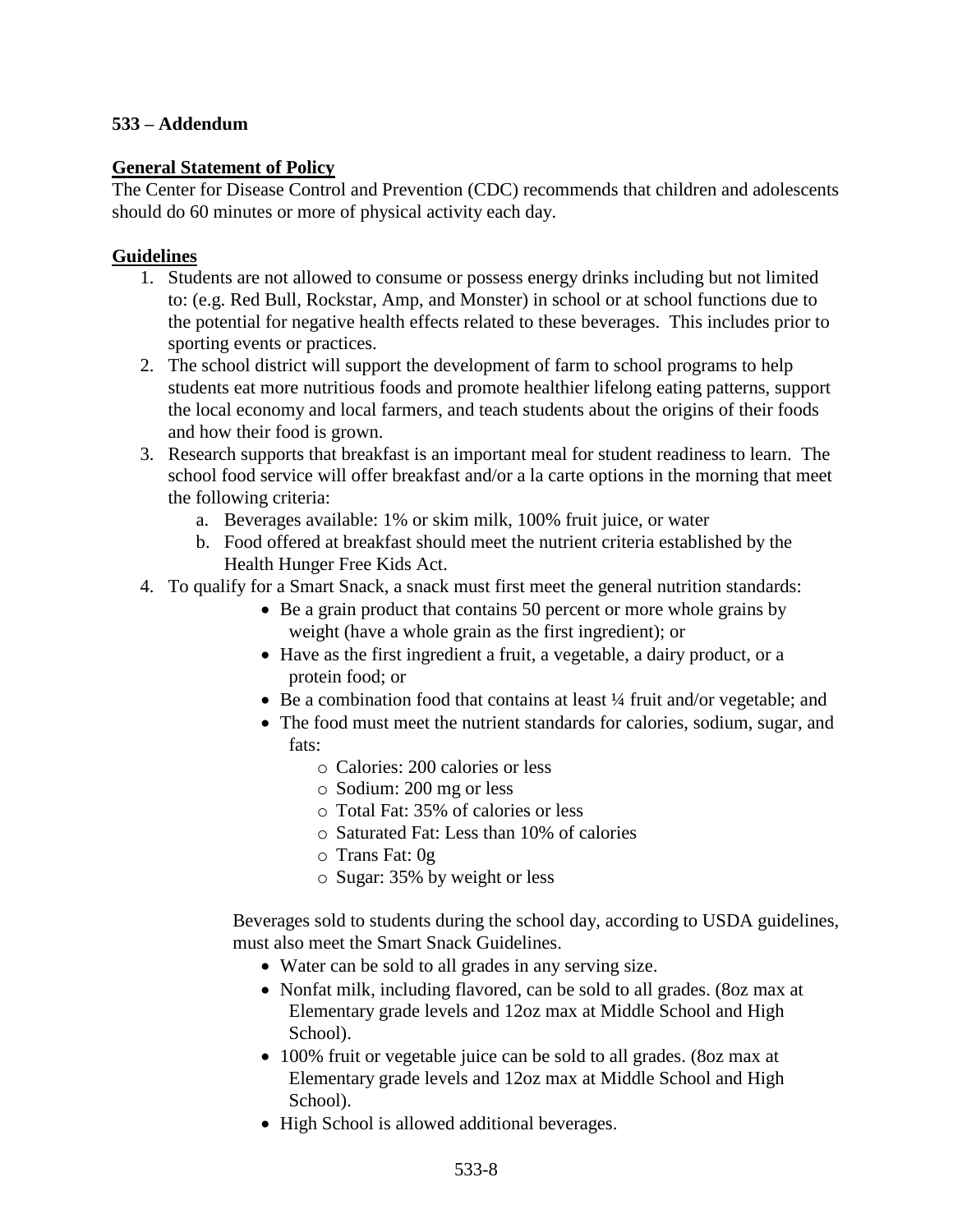**533 – Addendum**

**General Statement of Policy**

The Center for Disease Control and Prevention (CDC) recommends that children and adolescents should do 60 minutes or more of physical activity each day.

**Guidelines**

1. Students are not allowed to consume or possess energy drinks including but not limited to: (e.g. Red Bull, Rockstar, Amp, and Monster) in school or at school functions due to the potential for negative health effects related to these beverages. This includes prior to sporting events or practices.
2. The school district will support the development of farm to school programs to help students eat more nutritious foods and promote healthier lifelong eating patterns, support the local economy and local farmers, and teach students about the origins of their foods and how their food is grown.
3. Research supports that breakfast is an important meal for student readiness to learn. The school food service will offer breakfast and/or a la carte options in the morning that meet the following criteria:
   a. Beverages available: 1% or skim milk, 100% fruit juice, or water
   b. Food offered at breakfast should meet the nutrient criteria established by the Health Hunger Free Kids Act.
4. To qualify for a Smart Snack, a snack must first meet the general nutrition standards:
   - Be a grain product that contains 50 percent or more whole grains by weight (have a whole grain as the first ingredient); or
   - Have as the first ingredient a fruit, a vegetable, a dairy product, or a protein food; or
   - Be a combination food that contains at least ¼ fruit and/or vegetable; and
   - The food must meet the nutrient standards for calories, sodium, sugar, and fats:
     - Calories: 200 calories or less
     - Sodium: 200 mg or less
     - Total Fat: 35% of calories or less
     - Saturated Fat: Less than 10% of calories
     - Trans Fat: 0g
     - Sugar: 35% by weight or less

   Beverages sold to students during the school day, according to USDA guidelines, must also meet the Smart Snack Guidelines.
   - Water can be sold to all grades in any serving size.
   - Nonfat milk, including flavored, can be sold to all grades. (8oz max at Elementary grade levels and 12oz max at Middle School and High School).
   - 100% fruit or vegetable juice can be sold to all grades. (8oz max at Elementary grade levels and 12oz max at Middle School and High School).
   - High School is allowed additional beverages.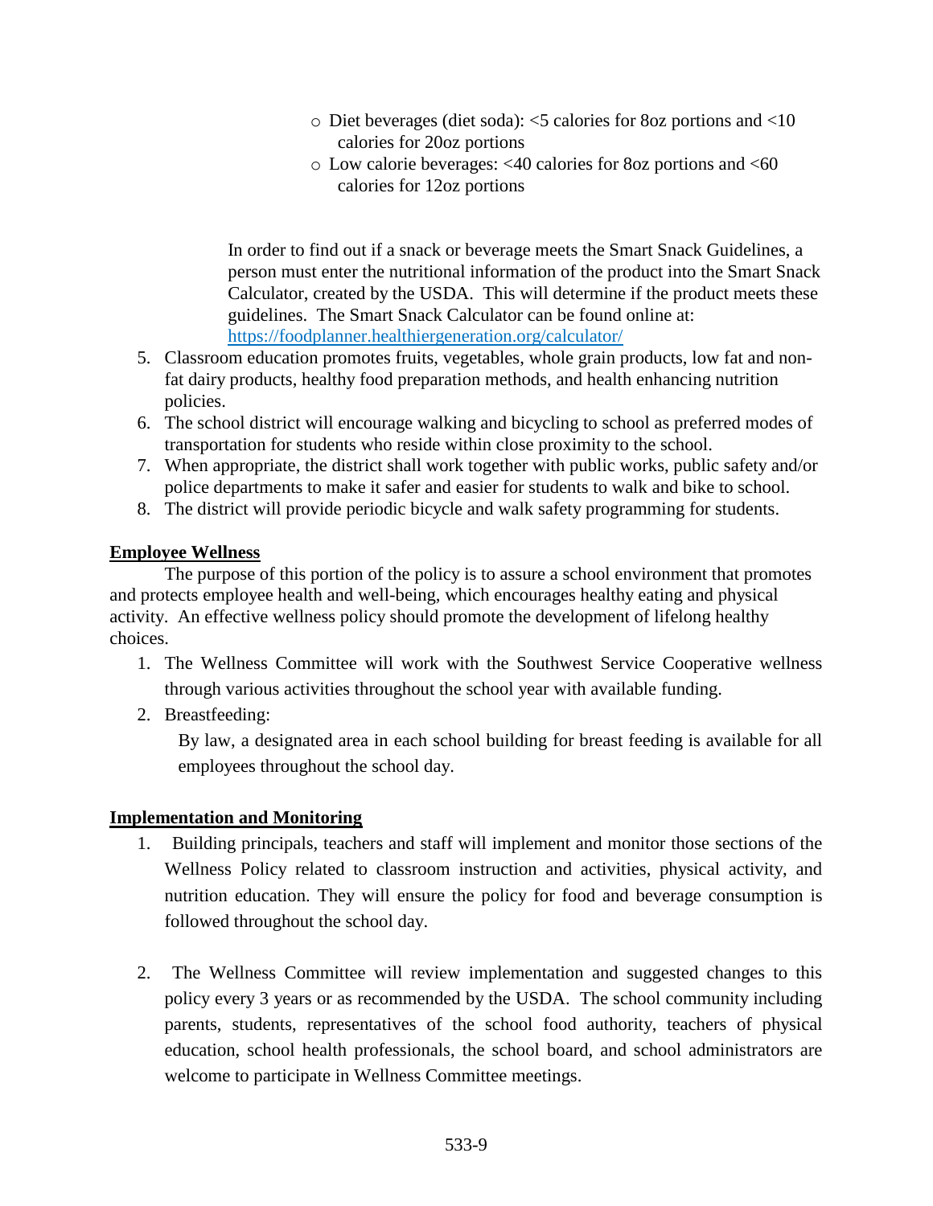- Diet beverages (diet soda): <5 calories for 8oz portions and <10 calories for 20oz portions
- Low calorie beverages: <40 calories for 8oz portions and <60 calories for 12oz portions

In order to find out if a snack or beverage meets the Smart Snack Guidelines, a person must enter the nutritional information of the product into the Smart Snack Calculator, created by the USDA. This will determine if the product meets these guidelines. The Smart Snack Calculator can be found online at: [https://foodplanner.healthiergeneration.org/calculator/](https://foodplanner.healthiergeneration.org/calculator/)

5. Classroom education promotes fruits, vegetables, whole grain products, low fat and non-fat dairy products, healthy food preparation methods, and health enhancing nutrition policies.
6. The school district will encourage walking and bicycling to school as preferred modes of transportation for students who reside within close proximity to the school.
7. When appropriate, the district shall work together with public works, public safety and/or police departments to make it safer and easier for students to walk and bike to school.
8. The district will provide periodic bicycle and walk safety programming for students.

**Employee Wellness**

The purpose of this portion of the policy is to assure a school environment that promotes and protects employee health and well-being, which encourages healthy eating and physical activity. An effective wellness policy should promote the development of lifelong healthy choices.

1. The Wellness Committee will work with the Southwest Service Cooperative wellness through various activities throughout the school year with available funding.
2. Breastfeeding:

   By law, a designated area in each school building for breast feeding is available for all employees throughout the school day.

**Implementation and Monitoring**

1. Building principals, teachers and staff will implement and monitor those sections of the Wellness Policy related to classroom instruction and activities, physical activity, and nutrition education. They will ensure the policy for food and beverage consumption is followed throughout the school day.

2. The Wellness Committee will review implementation and suggested changes to this policy every 3 years or as recommended by the USDA. The school community including parents, students, representatives of the school food authority, teachers of physical education, school health professionals, the school board, and school administrators are welcome to participate in Wellness Committee meetings.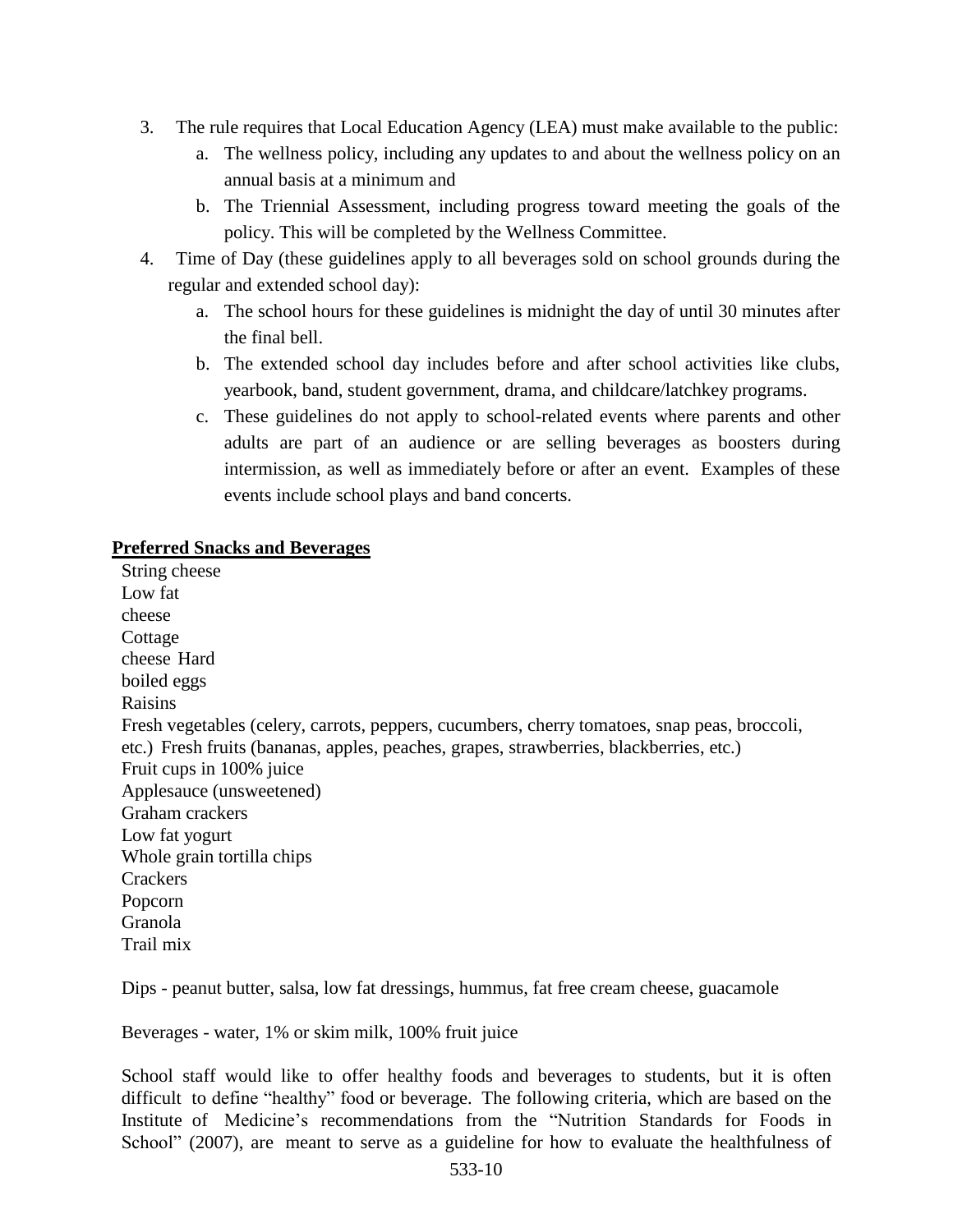3. The rule requires that Local Education Agency (LEA) must make available to the public:
   a. The wellness policy, including any updates to and about the wellness policy on an annual basis at a minimum and
   b. The Triennial Assessment, including progress toward meeting the goals of the policy. This will be completed by the Wellness Committee.
4. Time of Day (these guidelines apply to all beverages sold on school grounds during the regular and extended school day):
   a. The school hours for these guidelines is midnight the day of until 30 minutes after the final bell.
   b. The extended school day includes before and after school activities like clubs, yearbook, band, student government, drama, and childcare/latchkey programs.
   c. These guidelines do not apply to school-related events where parents and other adults are part of an audience or are selling beverages as boosters during intermission, as well as immediately before or after an event. Examples of these events include school plays and band concerts.

**Preferred Snacks and Beverages**

String cheese
Low fat cheese
Cottage cheese
Hard boiled eggs
Raisins
Fresh vegetables (celery, carrots, peppers, cucumbers, cherry tomatoes, snap peas, broccoli, etc.)
Fresh fruits (bananas, apples, peaches, grapes, strawberries, blackberries, etc.)
Fruit cups in 100% juice
Applesauce (unsweetened)
Graham crackers
Low fat yogurt
Whole grain tortilla chips
Crackers
Popcorn
Granola
Trail mix

Dips - peanut butter, salsa, low fat dressings, hummus, fat free cream cheese, guacamole

Beverages - water, 1% or skim milk, 100% fruit juice

School staff would like to offer healthy foods and beverages to students, but it is often difficult to define "healthy" food or beverage. The following criteria, which are based on the Institute of Medicine's recommendations from the "Nutrition Standards for Foods in School" (2007), are meant to serve as a guideline for how to evaluate the healthfulness of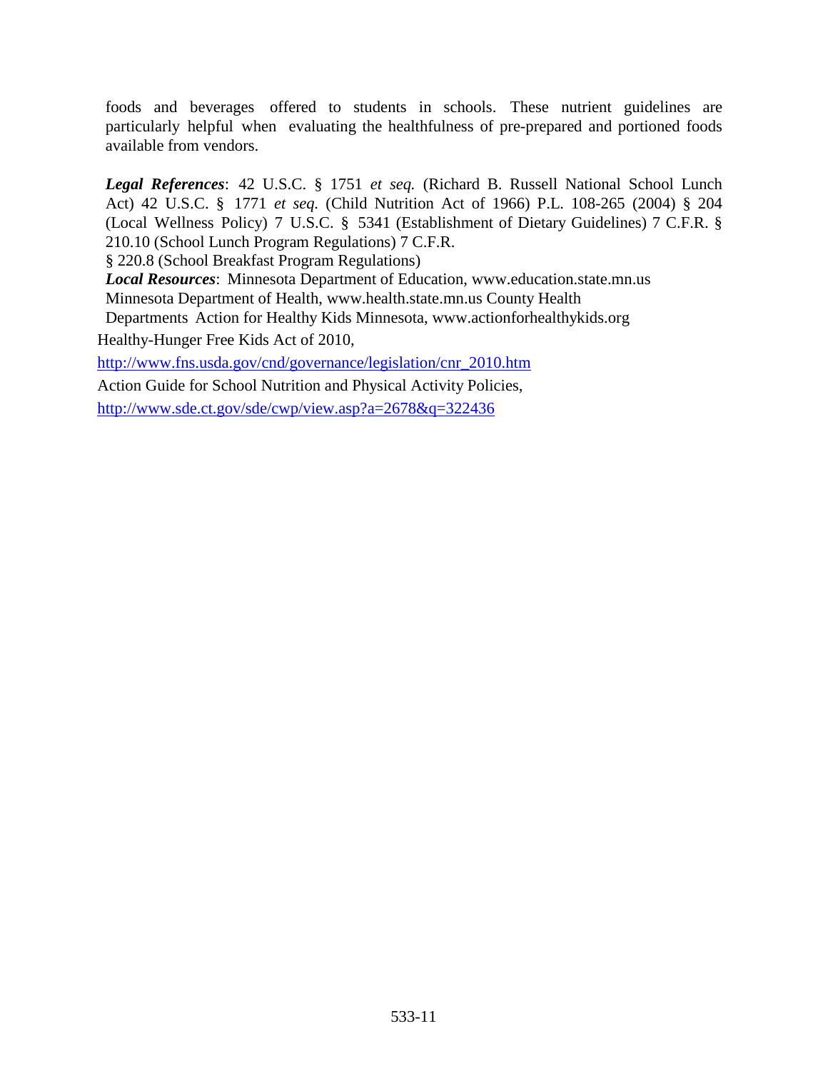foods and beverages offered to students in schools. These nutrient guidelines are particularly helpful when evaluating the healthfulness of pre-prepared and portioned foods available from vendors.

***Legal References***: 42 U.S.C. § 1751 *et seq.* (Richard B. Russell National School Lunch Act) 42 U.S.C. § 1771 *et seq.* (Child Nutrition Act of 1966) P.L. 108-265 (2004) § 204 (Local Wellness Policy) 7 U.S.C. § 5341 (Establishment of Dietary Guidelines) 7 C.F.R. § 210.10 (School Lunch Program Regulations) 7 C.F.R.
§ 220.8 (School Breakfast Program Regulations)

***Local Resources***: Minnesota Department of Education, www.education.state.mn.us
Minnesota Department of Health, www.health.state.mn.us County Health Departments Action for Healthy Kids Minnesota, www.actionforhealthykids.org

Healthy-Hunger Free Kids Act of 2010,

http://www.fns.usda.gov/cnd/governance/legislation/cnr_2010.htm

Action Guide for School Nutrition and Physical Activity Policies,

http://www.sde.ct.gov/sde/cwp/view.asp?a=2678&q=322436